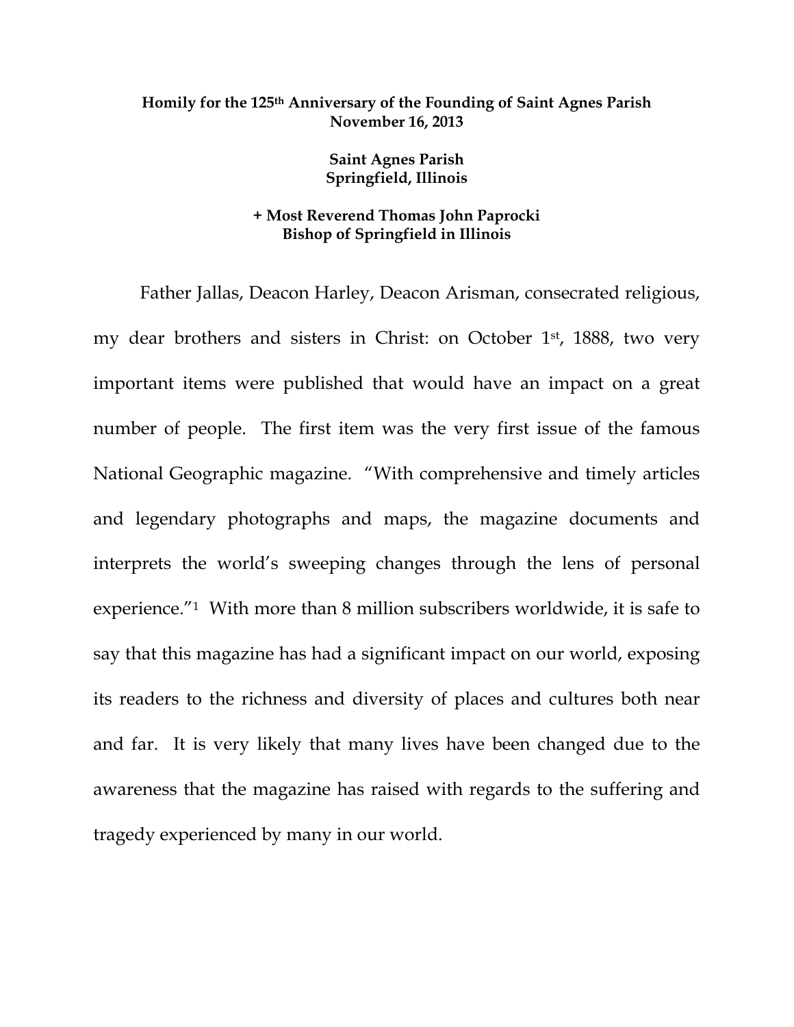**Homily for the 125th Anniversary of the Founding of Saint Agnes Parish**
**November 16, 2013**

**Saint Agnes Parish**
**Springfield, Illinois**

**+ Most Reverend Thomas John Paprocki**
**Bishop of Springfield in Illinois**

Father Jallas, Deacon Harley, Deacon Arisman, consecrated religious, my dear brothers and sisters in Christ: on October 1st, 1888, two very important items were published that would have an impact on a great number of people. The first item was the very first issue of the famous National Geographic magazine. "With comprehensive and timely articles and legendary photographs and maps, the magazine documents and interprets the world's sweeping changes through the lens of personal experience."[1] With more than 8 million subscribers worldwide, it is safe to say that this magazine has had a significant impact on our world, exposing its readers to the richness and diversity of places and cultures both near and far. It is very likely that many lives have been changed due to the awareness that the magazine has raised with regards to the suffering and tragedy experienced by many in our world.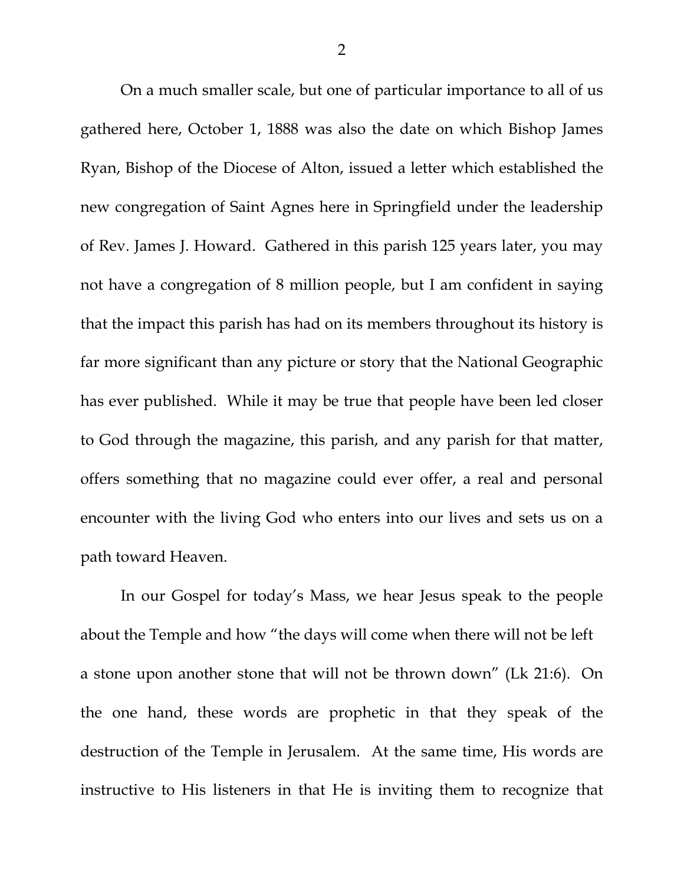On a much smaller scale, but one of particular importance to all of us gathered here, October 1, 1888 was also the date on which Bishop James Ryan, Bishop of the Diocese of Alton, issued a letter which established the new congregation of Saint Agnes here in Springfield under the leadership of Rev. James J. Howard. Gathered in this parish 125 years later, you may not have a congregation of 8 million people, but I am confident in saying that the impact this parish has had on its members throughout its history is far more significant than any picture or story that the National Geographic has ever published. While it may be true that people have been led closer to God through the magazine, this parish, and any parish for that matter, offers something that no magazine could ever offer, a real and personal encounter with the living God who enters into our lives and sets us on a path toward Heaven.

In our Gospel for today's Mass, we hear Jesus speak to the people about the Temple and how "the days will come when there will not be left a stone upon another stone that will not be thrown down" (Lk 21:6). On the one hand, these words are prophetic in that they speak of the destruction of the Temple in Jerusalem. At the same time, His words are instructive to His listeners in that He is inviting them to recognize that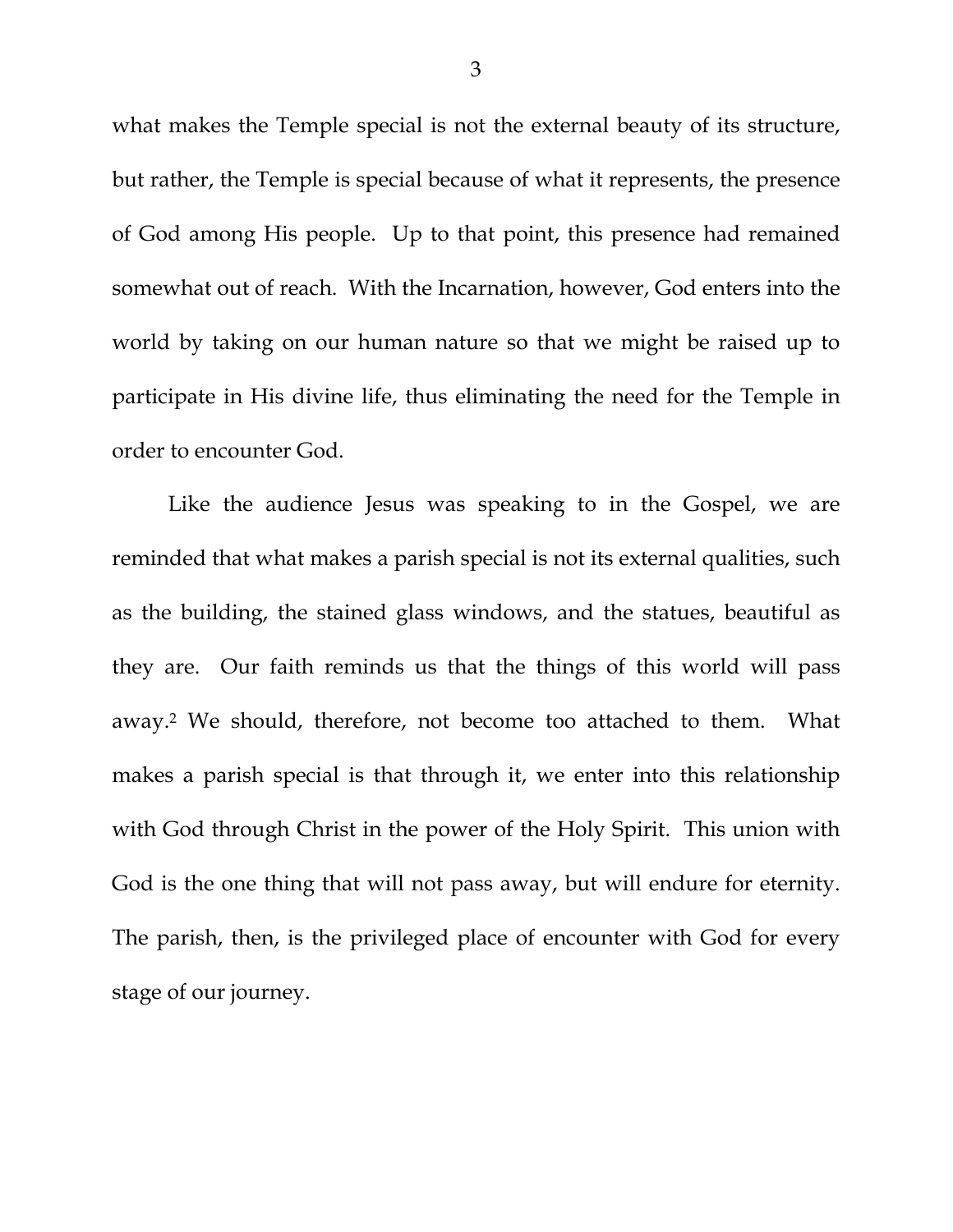what makes the Temple special is not the external beauty of its structure, but rather, the Temple is special because of what it represents, the presence of God among His people. Up to that point, this presence had remained somewhat out of reach. With the Incarnation, however, God enters into the world by taking on our human nature so that we might be raised up to participate in His divine life, thus eliminating the need for the Temple in order to encounter God.

Like the audience Jesus was speaking to in the Gospel, we are reminded that what makes a parish special is not its external qualities, such as the building, the stained glass windows, and the statues, beautiful as they are. Our faith reminds us that the things of this world will pass away.[2] We should, therefore, not become too attached to them. What makes a parish special is that through it, we enter into this relationship with God through Christ in the power of the Holy Spirit. This union with God is the one thing that will not pass away, but will endure for eternity. The parish, then, is the privileged place of encounter with God for every stage of our journey.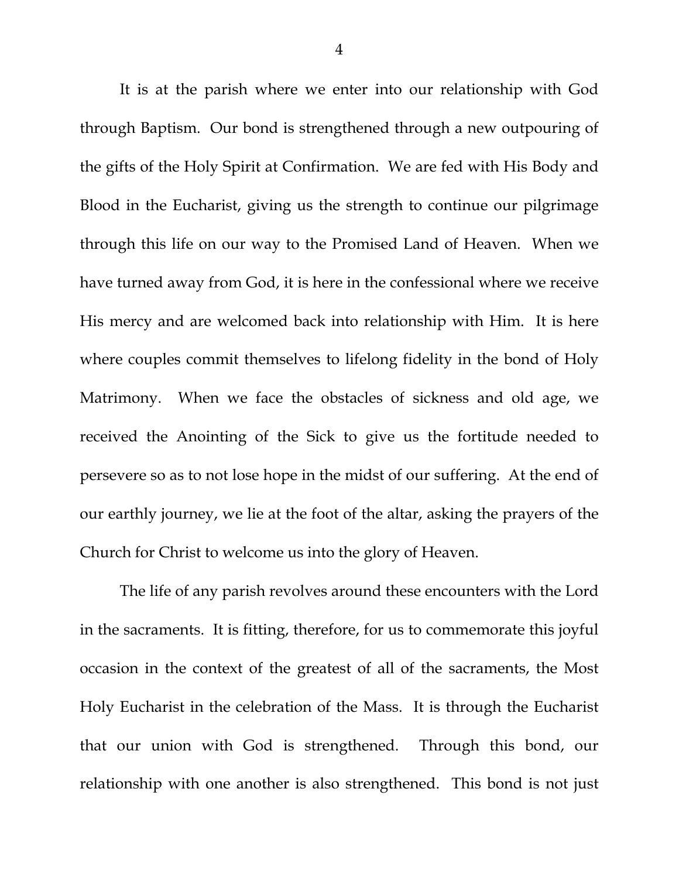It is at the parish where we enter into our relationship with God through Baptism. Our bond is strengthened through a new outpouring of the gifts of the Holy Spirit at Confirmation. We are fed with His Body and Blood in the Eucharist, giving us the strength to continue our pilgrimage through this life on our way to the Promised Land of Heaven. When we have turned away from God, it is here in the confessional where we receive His mercy and are welcomed back into relationship with Him. It is here where couples commit themselves to lifelong fidelity in the bond of Holy Matrimony. When we face the obstacles of sickness and old age, we received the Anointing of the Sick to give us the fortitude needed to persevere so as to not lose hope in the midst of our suffering. At the end of our earthly journey, we lie at the foot of the altar, asking the prayers of the Church for Christ to welcome us into the glory of Heaven.

The life of any parish revolves around these encounters with the Lord in the sacraments. It is fitting, therefore, for us to commemorate this joyful occasion in the context of the greatest of all of the sacraments, the Most Holy Eucharist in the celebration of the Mass. It is through the Eucharist that our union with God is strengthened. Through this bond, our relationship with one another is also strengthened. This bond is not just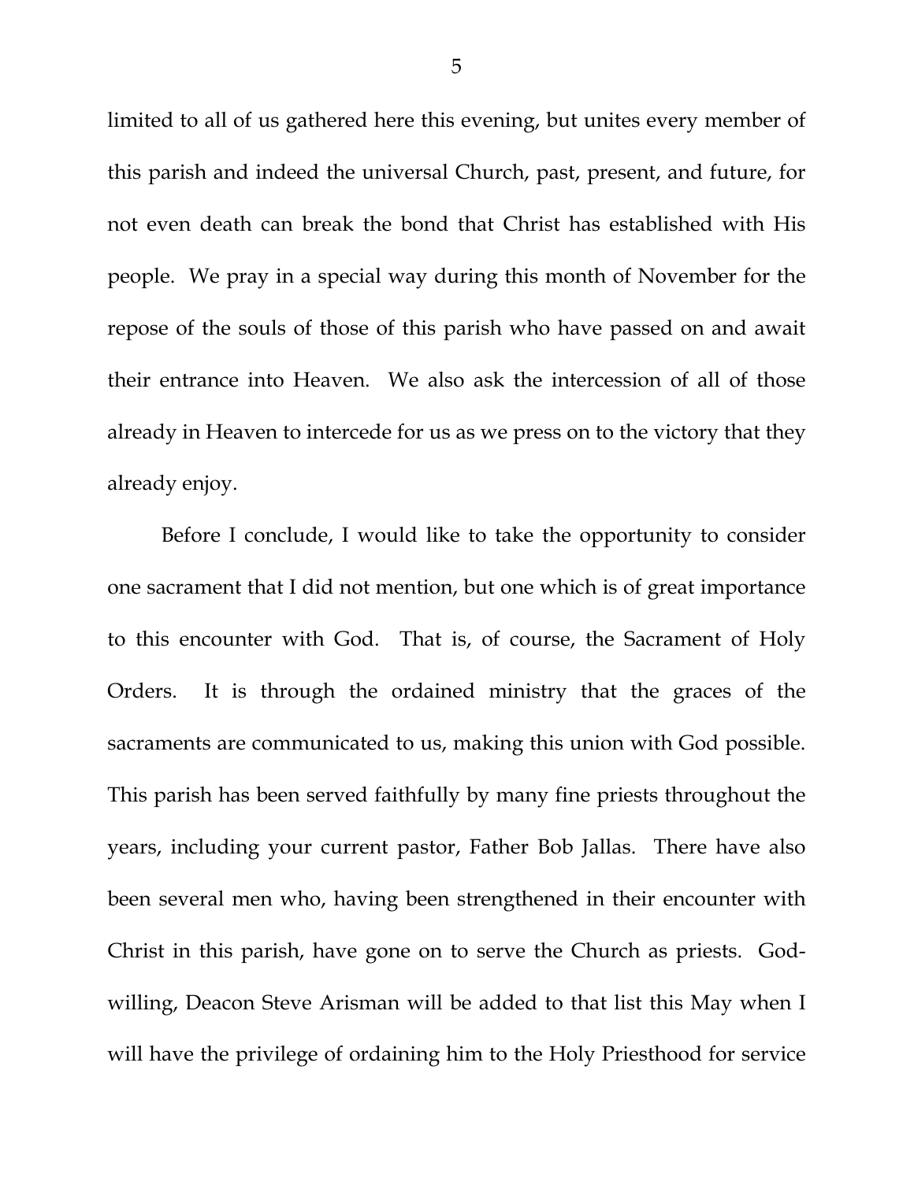limited to all of us gathered here this evening, but unites every member of this parish and indeed the universal Church, past, present, and future, for not even death can break the bond that Christ has established with His people. We pray in a special way during this month of November for the repose of the souls of those of this parish who have passed on and await their entrance into Heaven. We also ask the intercession of all of those already in Heaven to intercede for us as we press on to the victory that they already enjoy.

Before I conclude, I would like to take the opportunity to consider one sacrament that I did not mention, but one which is of great importance to this encounter with God. That is, of course, the Sacrament of Holy Orders. It is through the ordained ministry that the graces of the sacraments are communicated to us, making this union with God possible. This parish has been served faithfully by many fine priests throughout the years, including your current pastor, Father Bob Jallas. There have also been several men who, having been strengthened in their encounter with Christ in this parish, have gone on to serve the Church as priests. God-willing, Deacon Steve Arisman will be added to that list this May when I will have the privilege of ordaining him to the Holy Priesthood for service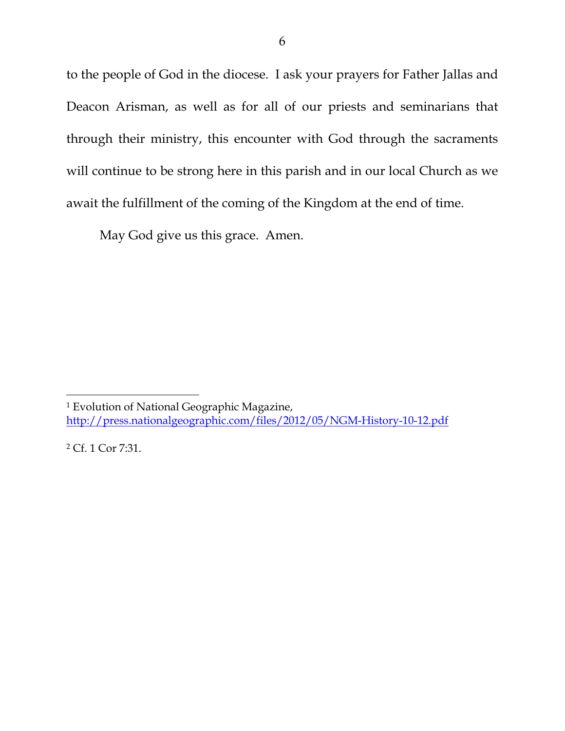to the people of God in the diocese. I ask your prayers for Father Jallas and Deacon Arisman, as well as for all of our priests and seminarians that through their ministry, this encounter with God through the sacraments will continue to be strong here in this parish and in our local Church as we await the fulfillment of the coming of the Kingdom at the end of time.

May God give us this grace. Amen.

---

[1] Evolution of National Geographic Magazine, http://press.nationalgeographic.com/files/2012/05/NGM-History-10-12.pdf

[2] Cf. 1 Cor 7:31.